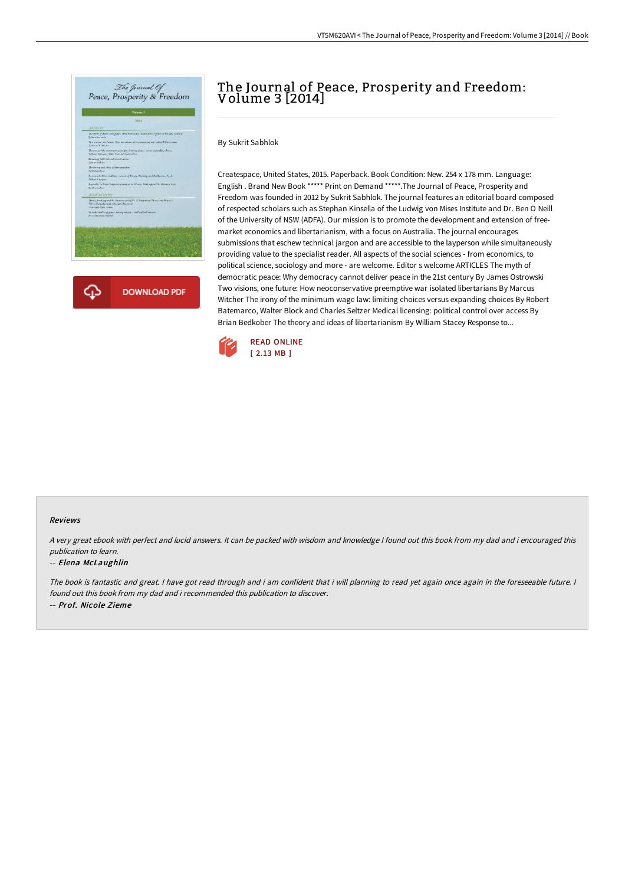# The Journal of Peace, Prosperity and Freedom: Volume 3 [2014]

By Sukrit Sabhlok

Createspace, United States, 2015. Paperback. Book Condition: New. 254 x 178 mm. Language: English . Brand New Book ***** Print on Demand *****.The Journal of Peace, Prosperity and Freedom was founded in 2012 by Sukrit Sabhlok. The journal features an editorial board composed of respected scholars such as Stephan Kinsella of the Ludwig von Mises Institute and Dr. Ben O Neill of the University of NSW (ADFA). Our mission is to promote the development and extension of free-market economics and libertarianism, with a focus on Australia. The journal encourages submissions that eschew technical jargon and are accessible to the layperson while simultaneously providing value to the specialist reader. All aspects of the social sciences - from economics, to political science, sociology and more - are welcome. Editor s welcome ARTICLES The myth of democratic peace: Why democracy cannot deliver peace in the 21st century By James Ostrowski Two visions, one future: How neoconservative preemptive war isolated libertarians By Marcus Witcher The irony of the minimum wage law: limiting choices versus expanding choices By Robert Batemarco, Walter Block and Charles Seltzer Medical licensing: political control over access By Brian Bedkober The theory and ideas of libertarianism By William Stacey Response to...

READ ONLINE
[ 2.13 MB ]

## Reviews

*A very great ebook with perfect and lucid answers. It can be packed with wisdom and knowledge I found out this book from my dad and i encouraged this publication to learn.*

*-- Elena McLaughlin*

*The book is fantastic and great. I have got read through and i am confident that i will planning to read yet again once again in the foreseeable future. I found out this book from my dad and i recommended this publication to discover.*

*-- Prof. Nicole Zieme*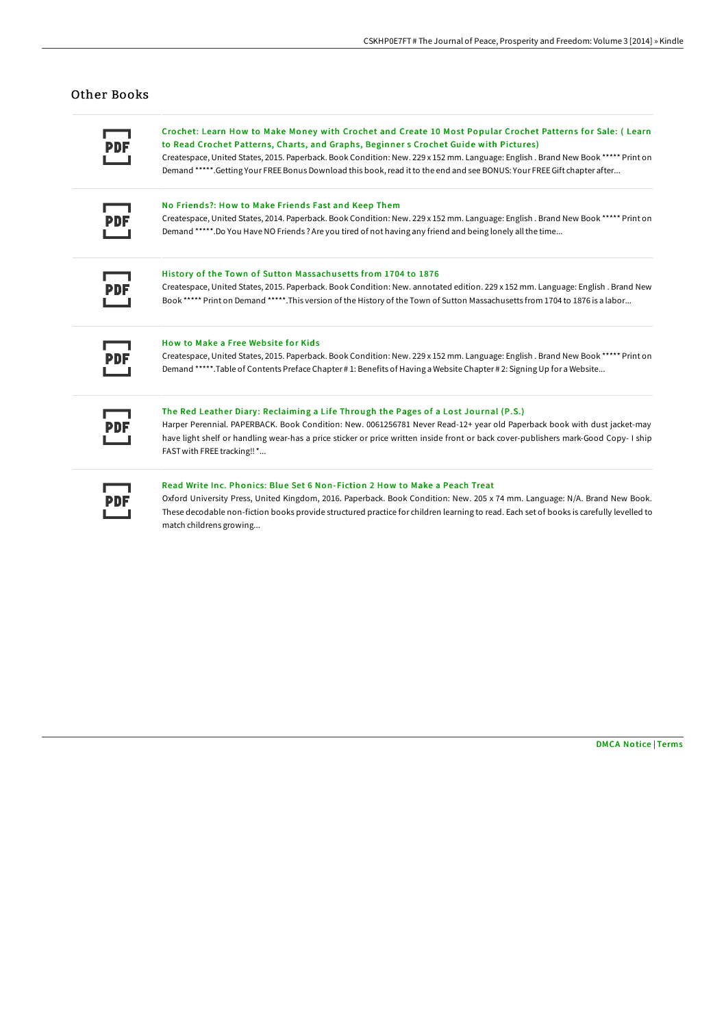## Other Books

**Crochet: Learn How to Make Money with Crochet and Create 10 Most Popular Crochet Patterns for Sale: ( Learn to Read Crochet Patterns, Charts, and Graphs, Beginner s Crochet Guide with Pictures)**

Createspace, United States, 2015. Paperback. Book Condition: New. 229 x 152 mm. Language: English . Brand New Book ***** Print on Demand *****.Getting Your FREE Bonus Download this book, read it to the end and see BONUS: Your FREE Gift chapter after...

**No Friends?: How to Make Friends Fast and Keep Them**

Createspace, United States, 2014. Paperback. Book Condition: New. 229 x 152 mm. Language: English . Brand New Book ***** Print on Demand *****.Do You Have NO Friends ? Are you tired of not having any friend and being lonely all the time...

**History of the Town of Sutton Massachusetts from 1704 to 1876**

Createspace, United States, 2015. Paperback. Book Condition: New. annotated edition. 229 x 152 mm. Language: English . Brand New Book ***** Print on Demand *****.This version of the History of the Town of Sutton Massachusetts from 1704 to 1876 is a labor...

**How to Make a Free Website for Kids**

Createspace, United States, 2015. Paperback. Book Condition: New. 229 x 152 mm. Language: English . Brand New Book ***** Print on Demand *****.Table of Contents Preface Chapter # 1: Benefits of Having a Website Chapter # 2: Signing Up for a Website...

**The Red Leather Diary: Reclaiming a Life Through the Pages of a Lost Journal (P.S.)**

Harper Perennial. PAPERBACK. Book Condition: New. 0061256781 Never Read-12+ year old Paperback book with dust jacket-may have light shelf or handling wear-has a price sticker or price written inside front or back cover-publishers mark-Good Copy- I ship FAST with FREE tracking!! *...

**Read Write Inc. Phonics: Blue Set 6 Non-Fiction 2 How to Make a Peach Treat**

Oxford University Press, United Kingdom, 2016. Paperback. Book Condition: New. 205 x 74 mm. Language: N/A. Brand New Book. These decodable non-fiction books provide structured practice for children learning to read. Each set of books is carefully levelled to match childrens growing...

DMCA Notice | Terms